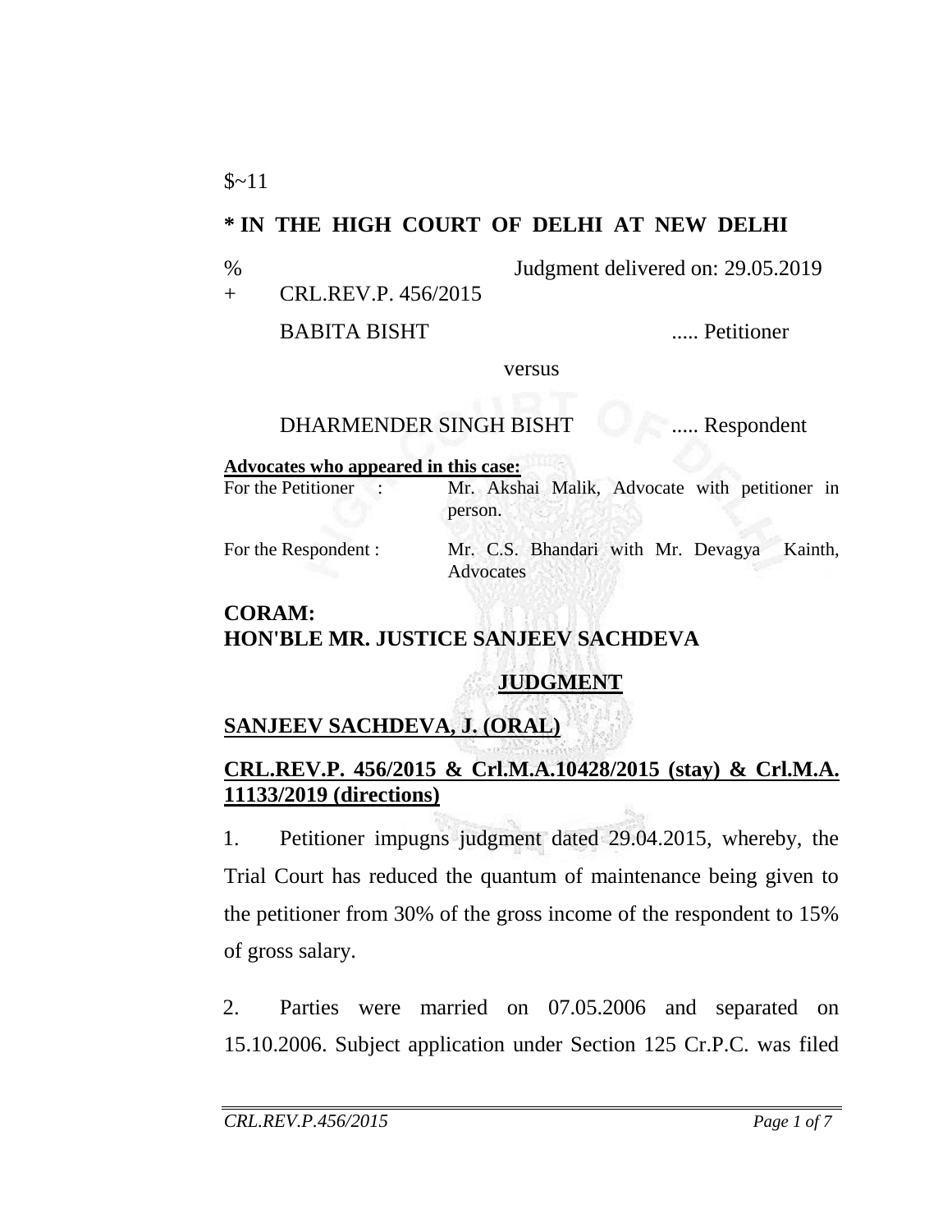$~11

**\* IN THE HIGH COURT OF DELHI AT NEW DELHI**

% Judgment delivered on: 29.05.2019

\+ CRL.REV.P. 456/2015

BABITA BISHT ..... Petitioner

versus

DHARMENDER SINGH BISHT ..... Respondent

**Advocates who appeared in this case:**

For the Petitioner : Mr. Akshai Malik, Advocate with petitioner in person.

For the Respondent : Mr. C.S. Bhandari with Mr. Devagya Kainth, Advocates

**CORAM:**
**HON'BLE MR. JUSTICE SANJEEV SACHDEVA**

**JUDGMENT**

**SANJEEV SACHDEVA, J. (ORAL)**

**CRL.REV.P. 456/2015 & Crl.M.A.10428/2015 (stay) & Crl.M.A. 11133/2019 (directions)**

1. Petitioner impugns judgment dated 29.04.2015, whereby, the Trial Court has reduced the quantum of maintenance being given to the petitioner from 30% of the gross income of the respondent to 15% of gross salary.

2. Parties were married on 07.05.2006 and separated on 15.10.2006. Subject application under Section 125 Cr.P.C. was filed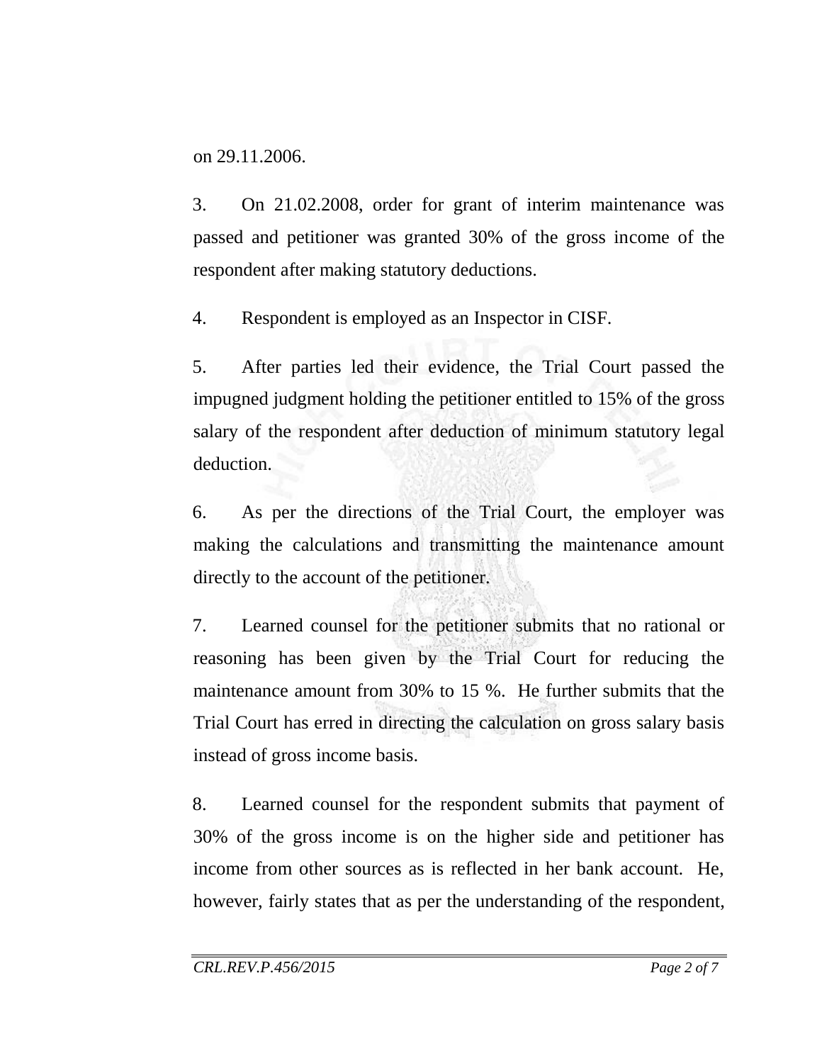on 29.11.2006.

3. On 21.02.2008, order for grant of interim maintenance was passed and petitioner was granted 30% of the gross income of the respondent after making statutory deductions.

4. Respondent is employed as an Inspector in CISF.

5. After parties led their evidence, the Trial Court passed the impugned judgment holding the petitioner entitled to 15% of the gross salary of the respondent after deduction of minimum statutory legal deduction.

6. As per the directions of the Trial Court, the employer was making the calculations and transmitting the maintenance amount directly to the account of the petitioner.

7. Learned counsel for the petitioner submits that no rational or reasoning has been given by the Trial Court for reducing the maintenance amount from 30% to 15 %. He further submits that the Trial Court has erred in directing the calculation on gross salary basis instead of gross income basis.

8. Learned counsel for the respondent submits that payment of 30% of the gross income is on the higher side and petitioner has income from other sources as is reflected in her bank account. He, however, fairly states that as per the understanding of the respondent,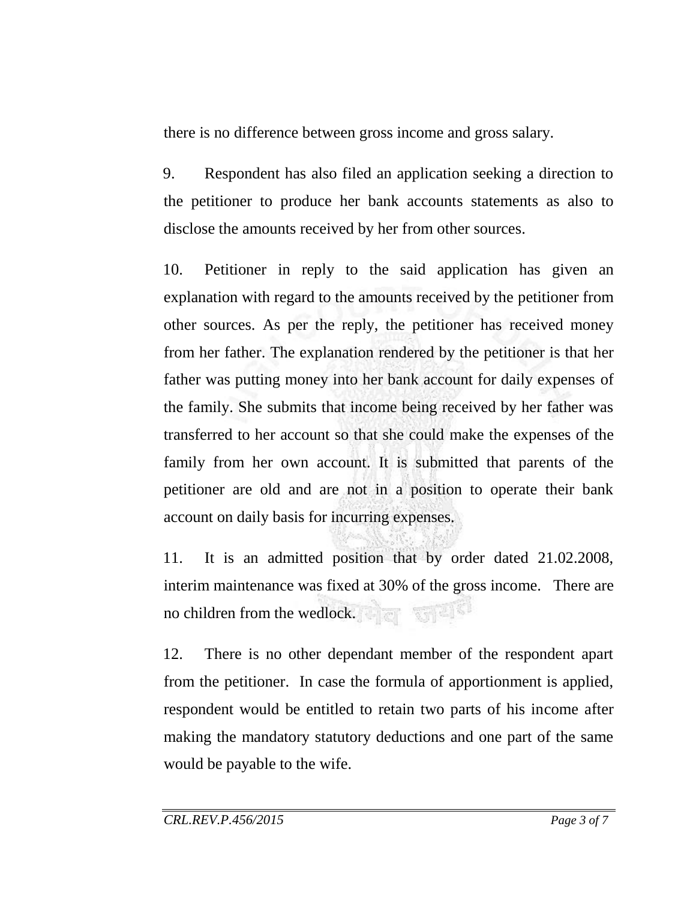there is no difference between gross income and gross salary.

9. Respondent has also filed an application seeking a direction to the petitioner to produce her bank accounts statements as also to disclose the amounts received by her from other sources.

10. Petitioner in reply to the said application has given an explanation with regard to the amounts received by the petitioner from other sources. As per the reply, the petitioner has received money from her father. The explanation rendered by the petitioner is that her father was putting money into her bank account for daily expenses of the family. She submits that income being received by her father was transferred to her account so that she could make the expenses of the family from her own account. It is submitted that parents of the petitioner are old and are not in a position to operate their bank account on daily basis for incurring expenses.

11. It is an admitted position that by order dated 21.02.2008, interim maintenance was fixed at 30% of the gross income. There are no children from the wedlock.

12. There is no other dependant member of the respondent apart from the petitioner. In case the formula of apportionment is applied, respondent would be entitled to retain two parts of his income after making the mandatory statutory deductions and one part of the same would be payable to the wife.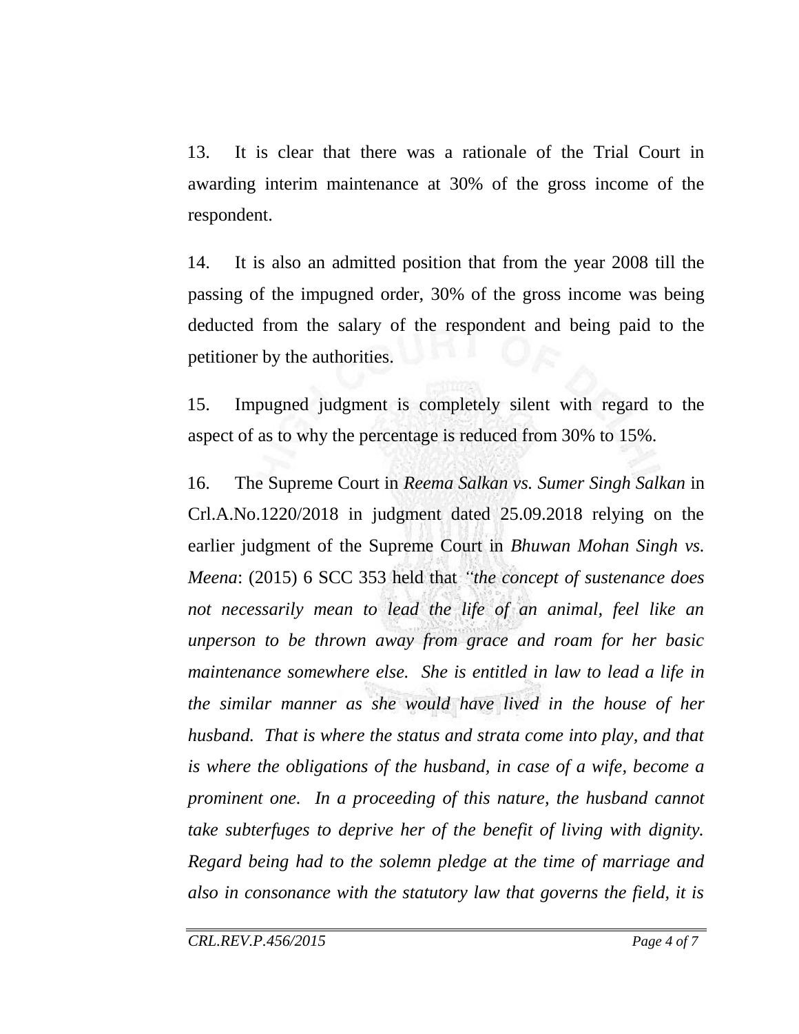13. It is clear that there was a rationale of the Trial Court in awarding interim maintenance at 30% of the gross income of the respondent.

14. It is also an admitted position that from the year 2008 till the passing of the impugned order, 30% of the gross income was being deducted from the salary of the respondent and being paid to the petitioner by the authorities.

15. Impugned judgment is completely silent with regard to the aspect of as to why the percentage is reduced from 30% to 15%.

16. The Supreme Court in *Reema Salkan vs. Sumer Singh Salkan* in Crl.A.No.1220/2018 in judgment dated 25.09.2018 relying on the earlier judgment of the Supreme Court in *Bhuwan Mohan Singh vs. Meena*: (2015) 6 SCC 353 held that *"the concept of sustenance does not necessarily mean to lead the life of an animal, feel like an unperson to be thrown away from grace and roam for her basic maintenance somewhere else. She is entitled in law to lead a life in the similar manner as she would have lived in the house of her husband. That is where the status and strata come into play, and that is where the obligations of the husband, in case of a wife, become a prominent one. In a proceeding of this nature, the husband cannot take subterfuges to deprive her of the benefit of living with dignity. Regard being had to the solemn pledge at the time of marriage and also in consonance with the statutory law that governs the field, it is*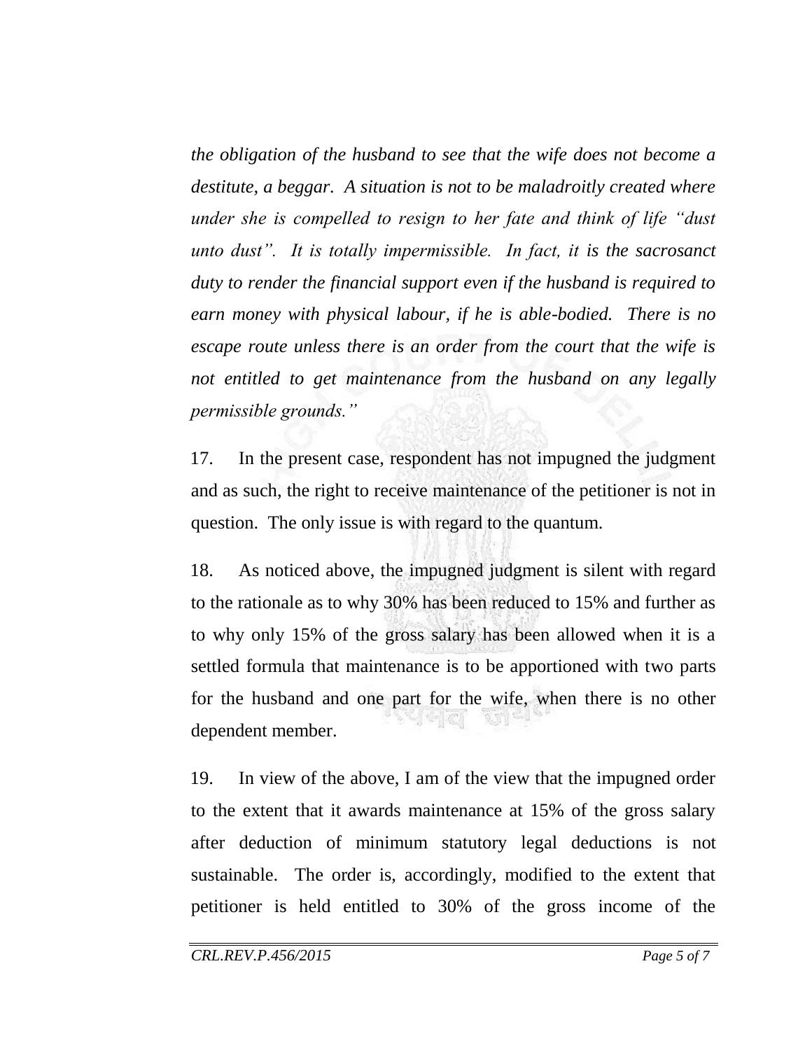*the obligation of the husband to see that the wife does not become a destitute, a beggar. A situation is not to be maladroitly created where under she is compelled to resign to her fate and think of life "dust unto dust". It is totally impermissible. In fact, it is the sacrosanct duty to render the financial support even if the husband is required to earn money with physical labour, if he is able-bodied. There is no escape route unless there is an order from the court that the wife is not entitled to get maintenance from the husband on any legally permissible grounds."*

17. In the present case, respondent has not impugned the judgment and as such, the right to receive maintenance of the petitioner is not in question. The only issue is with regard to the quantum.

18. As noticed above, the impugned judgment is silent with regard to the rationale as to why 30% has been reduced to 15% and further as to why only 15% of the gross salary has been allowed when it is a settled formula that maintenance is to be apportioned with two parts for the husband and one part for the wife, when there is no other dependent member.

19. In view of the above, I am of the view that the impugned order to the extent that it awards maintenance at 15% of the gross salary after deduction of minimum statutory legal deductions is not sustainable. The order is, accordingly, modified to the extent that petitioner is held entitled to 30% of the gross income of the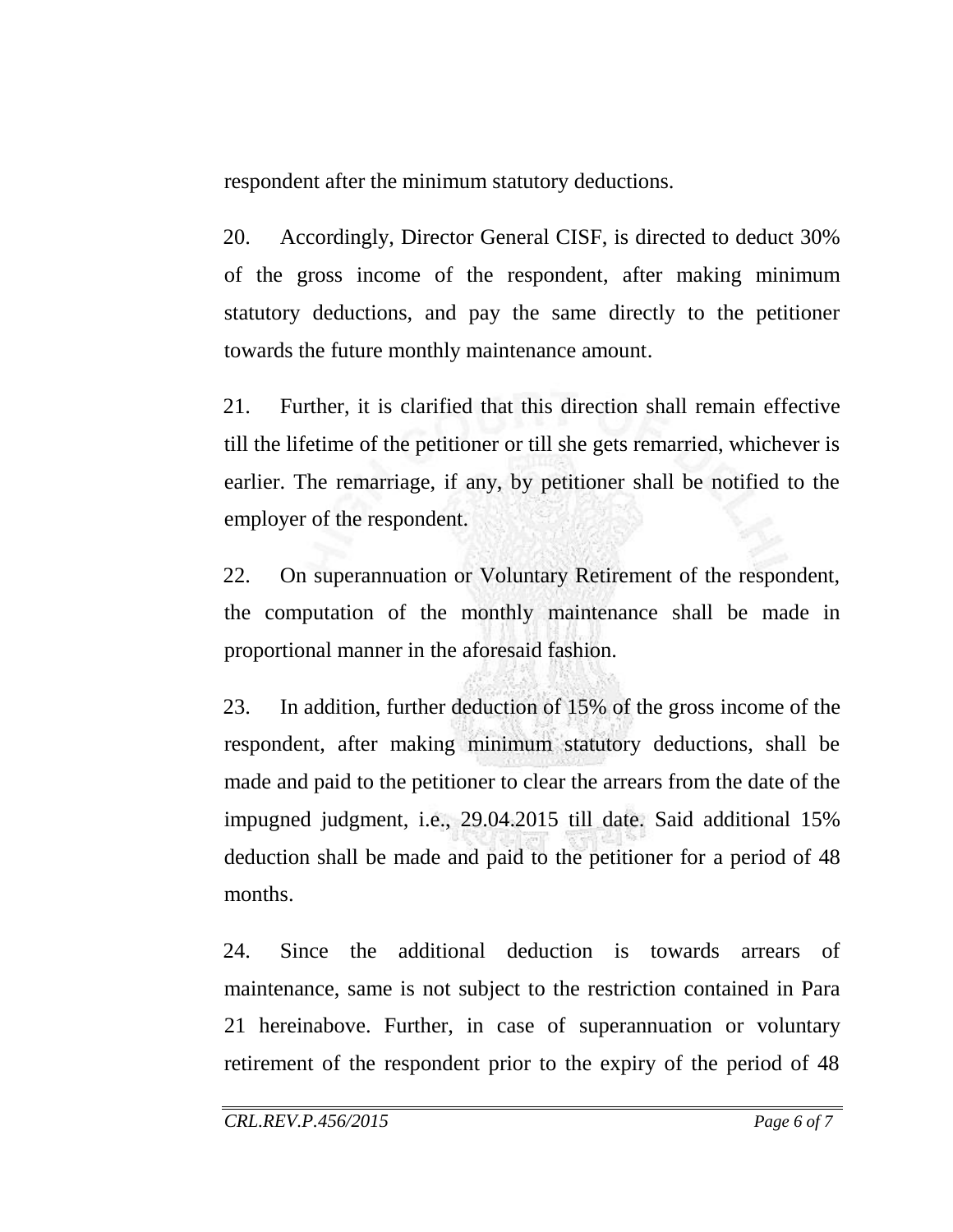respondent after the minimum statutory deductions.

20. Accordingly, Director General CISF, is directed to deduct 30% of the gross income of the respondent, after making minimum statutory deductions, and pay the same directly to the petitioner towards the future monthly maintenance amount.

21. Further, it is clarified that this direction shall remain effective till the lifetime of the petitioner or till she gets remarried, whichever is earlier. The remarriage, if any, by petitioner shall be notified to the employer of the respondent.

22. On superannuation or Voluntary Retirement of the respondent, the computation of the monthly maintenance shall be made in proportional manner in the aforesaid fashion.

23. In addition, further deduction of 15% of the gross income of the respondent, after making minimum statutory deductions, shall be made and paid to the petitioner to clear the arrears from the date of the impugned judgment, i.e., 29.04.2015 till date. Said additional 15% deduction shall be made and paid to the petitioner for a period of 48 months.

24. Since the additional deduction is towards arrears of maintenance, same is not subject to the restriction contained in Para 21 hereinabove. Further, in case of superannuation or voluntary retirement of the respondent prior to the expiry of the period of 48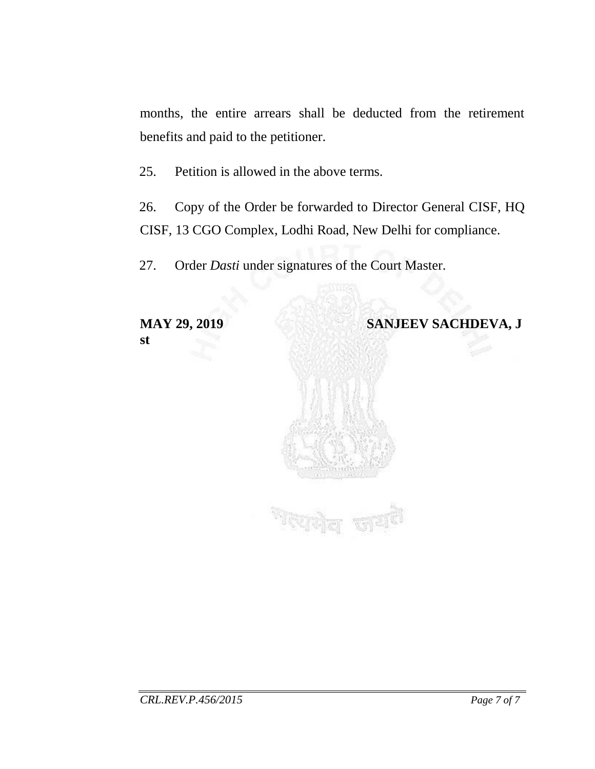months, the entire arrears shall be deducted from the retirement benefits and paid to the petitioner.

25. Petition is allowed in the above terms.

26. Copy of the Order be forwarded to Director General CISF, HQ CISF, 13 CGO Complex, Lodhi Road, New Delhi for compliance.

27. Order *Dasti* under signatures of the Court Master.

**MAY 29, 2019** **SANJEEV SACHDEVA, J**
**st**